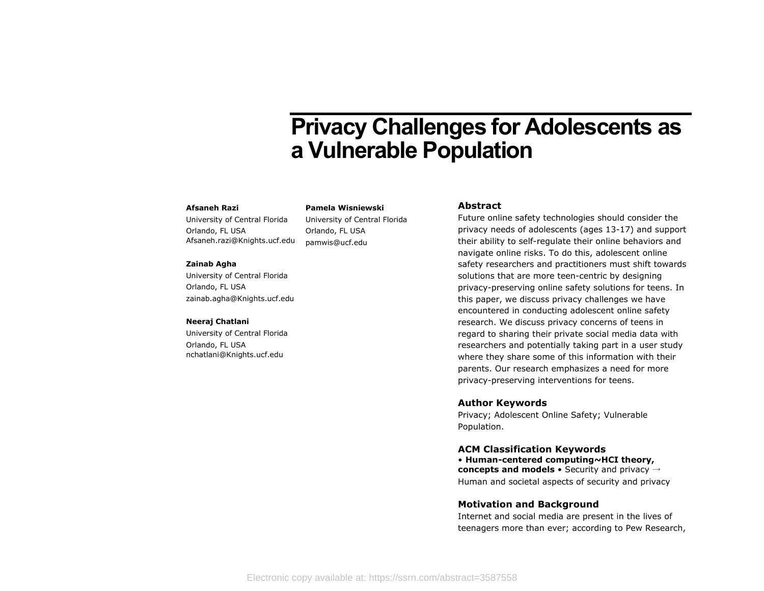# Privacy Challenges for Adolescents as a Vulnerable Population

**Afsaneh Razi**
University of Central Florida
Orlando, FL USA
Afsaneh.razi@Knights.ucf.edu

**Zainab Agha**
University of Central Florida
Orlando, FL USA
zainab.agha@Knights.ucf.edu

**Neeraj Chatlani**
University of Central Florida
Orlando, FL USA
nchatlani@Knights.ucf.edu

**Pamela Wisniewski**
University of Central Florida
Orlando, FL USA
pamwis@ucf.edu

## Abstract

Future online safety technologies should consider the privacy needs of adolescents (ages 13-17) and support their ability to self-regulate their online behaviors and navigate online risks. To do this, adolescent online safety researchers and practitioners must shift towards solutions that are more teen-centric by designing privacy-preserving online safety solutions for teens. In this paper, we discuss privacy challenges we have encountered in conducting adolescent online safety research. We discuss privacy concerns of teens in regard to sharing their private social media data with researchers and potentially taking part in a user study where they share some of this information with their parents. Our research emphasizes a need for more privacy-preserving interventions for teens.

## Author Keywords

Privacy; Adolescent Online Safety; Vulnerable Population.

## ACM Classification Keywords

• **Human-centered computing~HCI theory, concepts and models** • Security and privacy → Human and societal aspects of security and privacy

## Motivation and Background

Internet and social media are present in the lives of teenagers more than ever; according to Pew Research,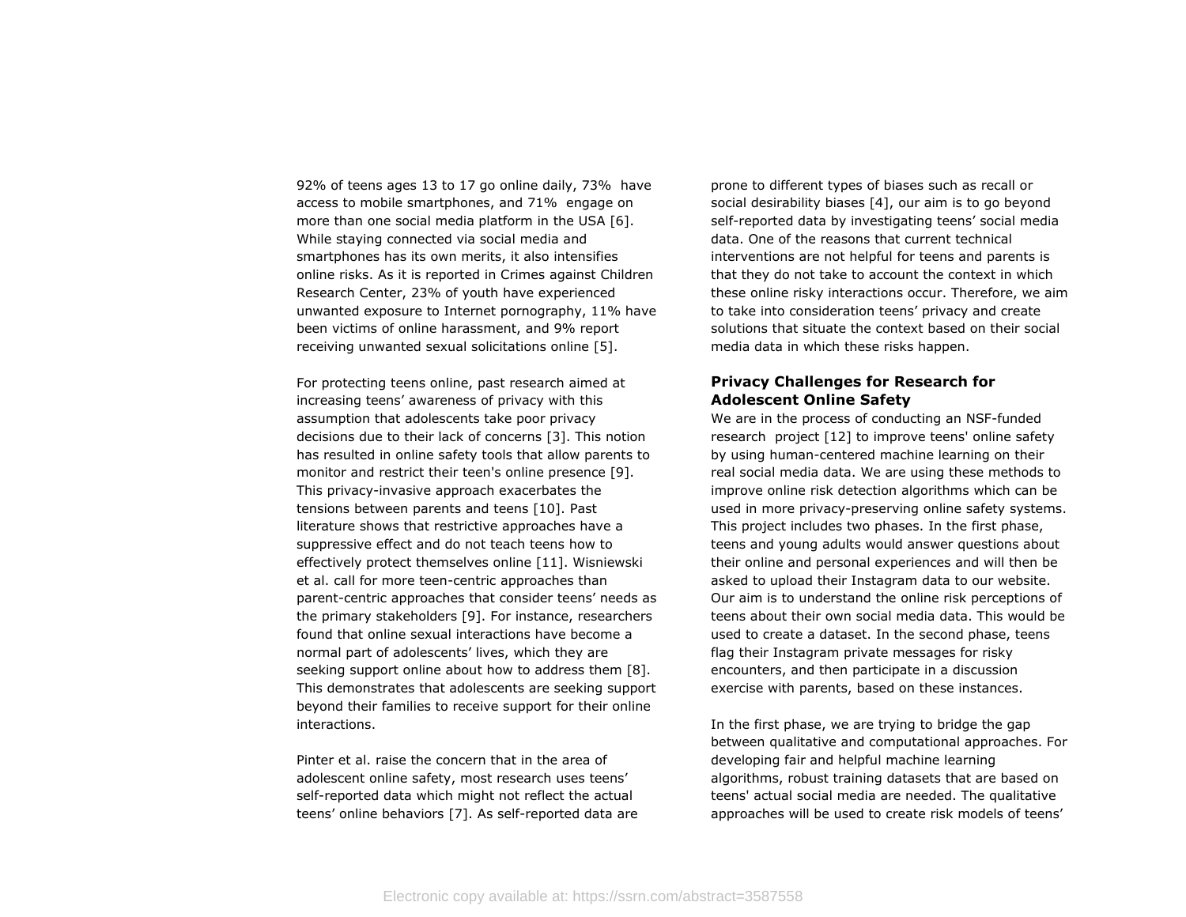92% of teens ages 13 to 17 go online daily, 73% have access to mobile smartphones, and 71% engage on more than one social media platform in the USA [6]. While staying connected via social media and smartphones has its own merits, it also intensifies online risks. As it is reported in Crimes against Children Research Center, 23% of youth have experienced unwanted exposure to Internet pornography, 11% have been victims of online harassment, and 9% report receiving unwanted sexual solicitations online [5].

For protecting teens online, past research aimed at increasing teens' awareness of privacy with this assumption that adolescents take poor privacy decisions due to their lack of concerns [3]. This notion has resulted in online safety tools that allow parents to monitor and restrict their teen's online presence [9]. This privacy-invasive approach exacerbates the tensions between parents and teens [10]. Past literature shows that restrictive approaches have a suppressive effect and do not teach teens how to effectively protect themselves online [11]. Wisniewski et al. call for more teen-centric approaches than parent-centric approaches that consider teens' needs as the primary stakeholders [9]. For instance, researchers found that online sexual interactions have become a normal part of adolescents' lives, which they are seeking support online about how to address them [8]. This demonstrates that adolescents are seeking support beyond their families to receive support for their online interactions.

Pinter et al. raise the concern that in the area of adolescent online safety, most research uses teens' self-reported data which might not reflect the actual teens' online behaviors [7]. As self-reported data are prone to different types of biases such as recall or social desirability biases [4], our aim is to go beyond self-reported data by investigating teens' social media data. One of the reasons that current technical interventions are not helpful for teens and parents is that they do not take to account the context in which these online risky interactions occur. Therefore, we aim to take into consideration teens' privacy and create solutions that situate the context based on their social media data in which these risks happen.

**Privacy Challenges for Research for Adolescent Online Safety**

We are in the process of conducting an NSF-funded research project [12] to improve teens' online safety by using human-centered machine learning on their real social media data. We are using these methods to improve online risk detection algorithms which can be used in more privacy-preserving online safety systems. This project includes two phases. In the first phase, teens and young adults would answer questions about their online and personal experiences and will then be asked to upload their Instagram data to our website. Our aim is to understand the online risk perceptions of teens about their own social media data. This would be used to create a dataset. In the second phase, teens flag their Instagram private messages for risky encounters, and then participate in a discussion exercise with parents, based on these instances.

In the first phase, we are trying to bridge the gap between qualitative and computational approaches. For developing fair and helpful machine learning algorithms, robust training datasets that are based on teens' actual social media are needed. The qualitative approaches will be used to create risk models of teens'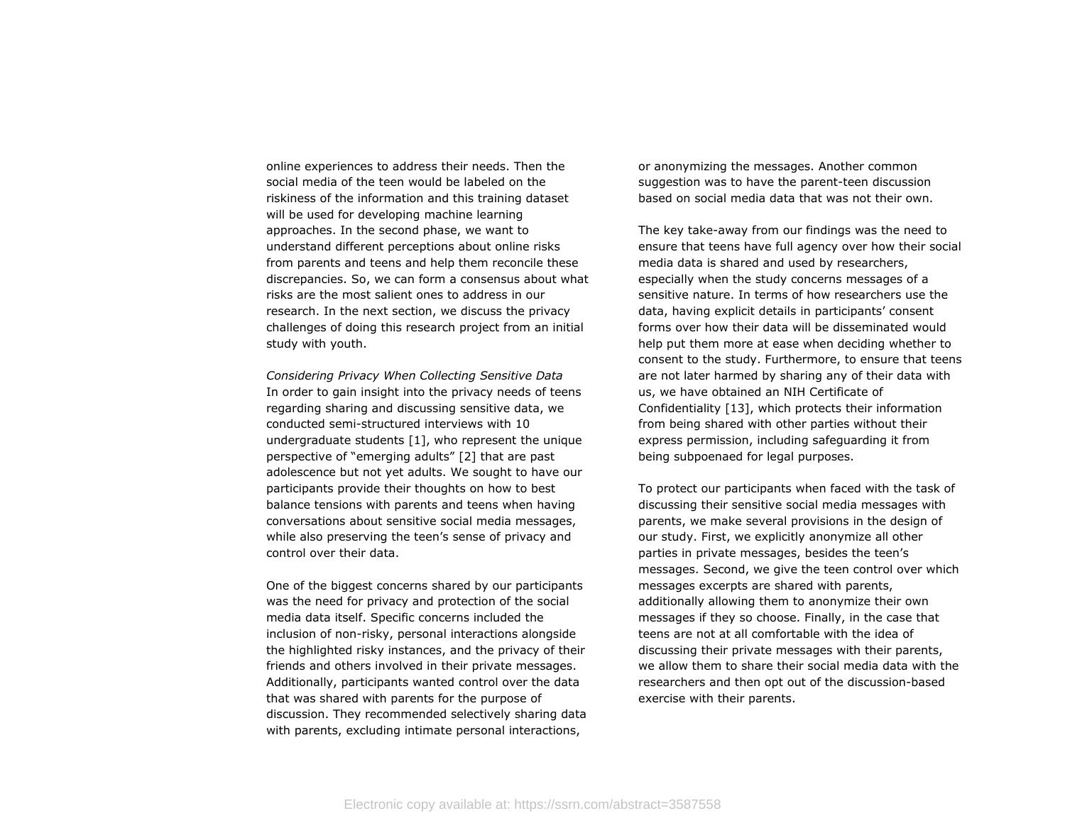online experiences to address their needs. Then the social media of the teen would be labeled on the riskiness of the information and this training dataset will be used for developing machine learning approaches. In the second phase, we want to understand different perceptions about online risks from parents and teens and help them reconcile these discrepancies. So, we can form a consensus about what risks are the most salient ones to address in our research. In the next section, we discuss the privacy challenges of doing this research project from an initial study with youth.

*Considering Privacy When Collecting Sensitive Data*

In order to gain insight into the privacy needs of teens regarding sharing and discussing sensitive data, we conducted semi-structured interviews with 10 undergraduate students [1], who represent the unique perspective of "emerging adults" [2] that are past adolescence but not yet adults. We sought to have our participants provide their thoughts on how to best balance tensions with parents and teens when having conversations about sensitive social media messages, while also preserving the teen's sense of privacy and control over their data.

One of the biggest concerns shared by our participants was the need for privacy and protection of the social media data itself. Specific concerns included the inclusion of non-risky, personal interactions alongside the highlighted risky instances, and the privacy of their friends and others involved in their private messages. Additionally, participants wanted control over the data that was shared with parents for the purpose of discussion. They recommended selectively sharing data with parents, excluding intimate personal interactions, or anonymizing the messages. Another common suggestion was to have the parent-teen discussion based on social media data that was not their own.

The key take-away from our findings was the need to ensure that teens have full agency over how their social media data is shared and used by researchers, especially when the study concerns messages of a sensitive nature. In terms of how researchers use the data, having explicit details in participants' consent forms over how their data will be disseminated would help put them more at ease when deciding whether to consent to the study. Furthermore, to ensure that teens are not later harmed by sharing any of their data with us, we have obtained an NIH Certificate of Confidentiality [13], which protects their information from being shared with other parties without their express permission, including safeguarding it from being subpoenaed for legal purposes.

To protect our participants when faced with the task of discussing their sensitive social media messages with parents, we make several provisions in the design of our study. First, we explicitly anonymize all other parties in private messages, besides the teen's messages. Second, we give the teen control over which messages excerpts are shared with parents, additionally allowing them to anonymize their own messages if they so choose. Finally, in the case that teens are not at all comfortable with the idea of discussing their private messages with their parents, we allow them to share their social media data with the researchers and then opt out of the discussion-based exercise with their parents.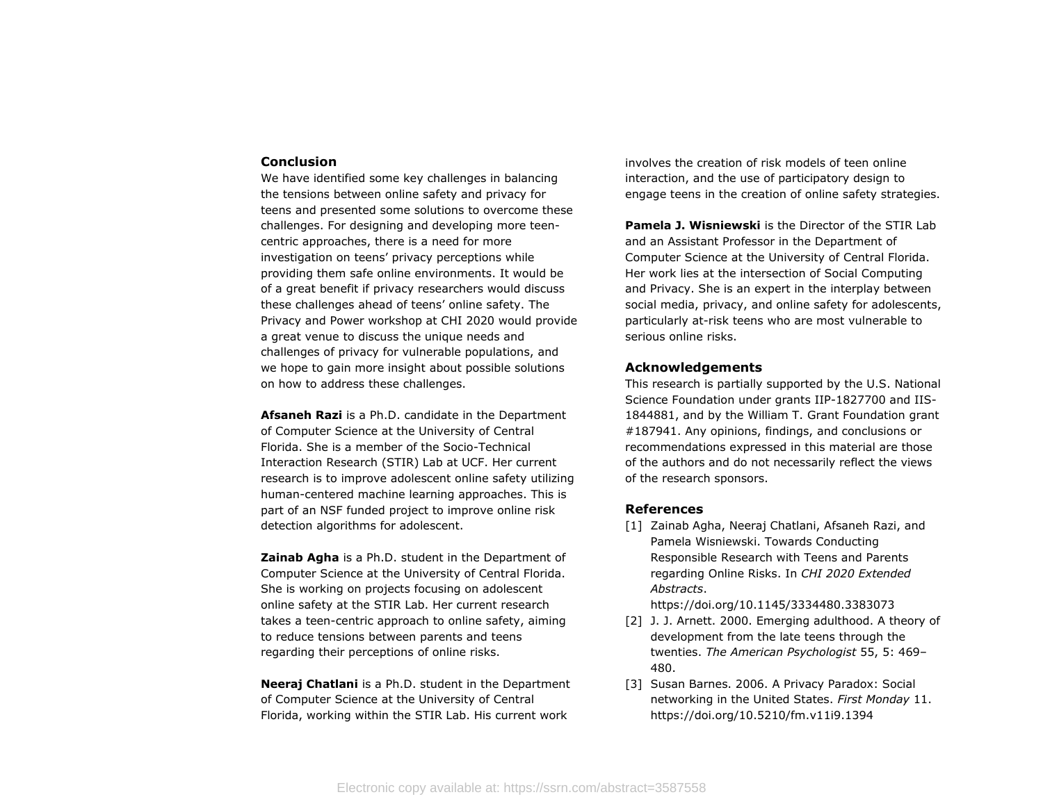## Conclusion

We have identified some key challenges in balancing the tensions between online safety and privacy for teens and presented some solutions to overcome these challenges. For designing and developing more teen-centric approaches, there is a need for more investigation on teens' privacy perceptions while providing them safe online environments. It would be of a great benefit if privacy researchers would discuss these challenges ahead of teens' online safety. The Privacy and Power workshop at CHI 2020 would provide a great venue to discuss the unique needs and challenges of privacy for vulnerable populations, and we hope to gain more insight about possible solutions on how to address these challenges.

**Afsaneh Razi** is a Ph.D. candidate in the Department of Computer Science at the University of Central Florida. She is a member of the Socio-Technical Interaction Research (STIR) Lab at UCF. Her current research is to improve adolescent online safety utilizing human-centered machine learning approaches. This is part of an NSF funded project to improve online risk detection algorithms for adolescent.

**Zainab Agha** is a Ph.D. student in the Department of Computer Science at the University of Central Florida. She is working on projects focusing on adolescent online safety at the STIR Lab. Her current research takes a teen-centric approach to online safety, aiming to reduce tensions between parents and teens regarding their perceptions of online risks.

**Neeraj Chatlani** is a Ph.D. student in the Department of Computer Science at the University of Central Florida, working within the STIR Lab. His current work involves the creation of risk models of teen online interaction, and the use of participatory design to engage teens in the creation of online safety strategies.

**Pamela J. Wisniewski** is the Director of the STIR Lab and an Assistant Professor in the Department of Computer Science at the University of Central Florida. Her work lies at the intersection of Social Computing and Privacy. She is an expert in the interplay between social media, privacy, and online safety for adolescents, particularly at-risk teens who are most vulnerable to serious online risks.

## Acknowledgements

This research is partially supported by the U.S. National Science Foundation under grants IIP-1827700 and IIS-1844881, and by the William T. Grant Foundation grant #187941. Any opinions, findings, and conclusions or recommendations expressed in this material are those of the authors and do not necessarily reflect the views of the research sponsors.

## References

[1] Zainab Agha, Neeraj Chatlani, Afsaneh Razi, and Pamela Wisniewski. Towards Conducting Responsible Research with Teens and Parents regarding Online Risks. In *CHI 2020 Extended Abstracts*. https://doi.org/10.1145/3334480.3383073

[2] J. J. Arnett. 2000. Emerging adulthood. A theory of development from the late teens through the twenties. *The American Psychologist* 55, 5: 469–480.

[3] Susan Barnes. 2006. A Privacy Paradox: Social networking in the United States. *First Monday* 11. https://doi.org/10.5210/fm.v11i9.1394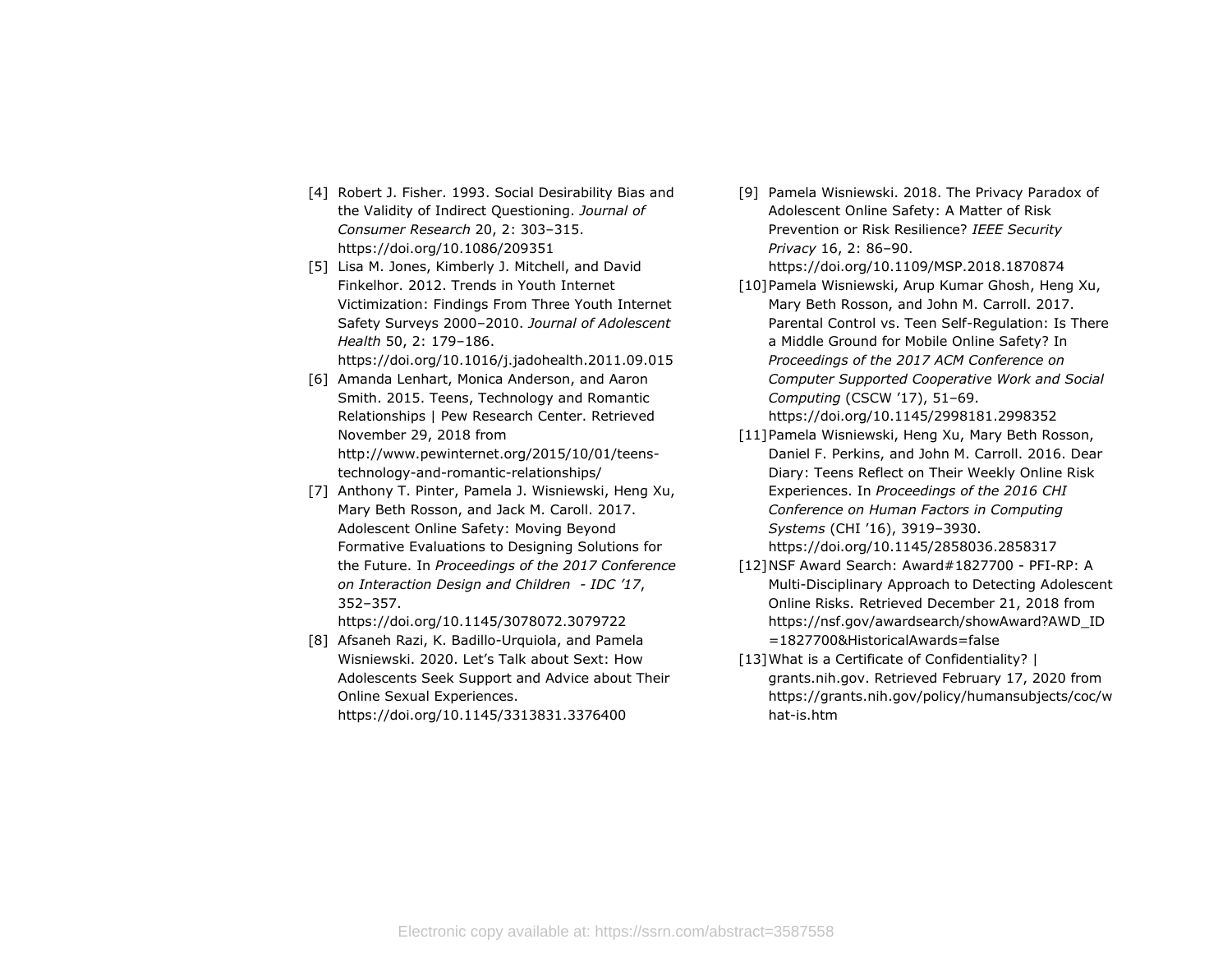[4] Robert J. Fisher. 1993. Social Desirability Bias and the Validity of Indirect Questioning. *Journal of Consumer Research* 20, 2: 303–315. https://doi.org/10.1086/209351

[5] Lisa M. Jones, Kimberly J. Mitchell, and David Finkelhor. 2012. Trends in Youth Internet Victimization: Findings From Three Youth Internet Safety Surveys 2000–2010. *Journal of Adolescent Health* 50, 2: 179–186. https://doi.org/10.1016/j.jadohealth.2011.09.015

[6] Amanda Lenhart, Monica Anderson, and Aaron Smith. 2015. Teens, Technology and Romantic Relationships | Pew Research Center. Retrieved November 29, 2018 from http://www.pewinternet.org/2015/10/01/teens-technology-and-romantic-relationships/

[7] Anthony T. Pinter, Pamela J. Wisniewski, Heng Xu, Mary Beth Rosson, and Jack M. Caroll. 2017. Adolescent Online Safety: Moving Beyond Formative Evaluations to Designing Solutions for the Future. In *Proceedings of the 2017 Conference on Interaction Design and Children - IDC '17*, 352–357. https://doi.org/10.1145/3078072.3079722

[8] Afsaneh Razi, K. Badillo-Urquiola, and Pamela Wisniewski. 2020. Let's Talk about Sext: How Adolescents Seek Support and Advice about Their Online Sexual Experiences. https://doi.org/10.1145/3313831.3376400

[9] Pamela Wisniewski. 2018. The Privacy Paradox of Adolescent Online Safety: A Matter of Risk Prevention or Risk Resilience? *IEEE Security Privacy* 16, 2: 86–90. https://doi.org/10.1109/MSP.2018.1870874

[10] Pamela Wisniewski, Arup Kumar Ghosh, Heng Xu, Mary Beth Rosson, and John M. Carroll. 2017. Parental Control vs. Teen Self-Regulation: Is There a Middle Ground for Mobile Online Safety? In *Proceedings of the 2017 ACM Conference on Computer Supported Cooperative Work and Social Computing* (CSCW '17), 51–69. https://doi.org/10.1145/2998181.2998352

[11] Pamela Wisniewski, Heng Xu, Mary Beth Rosson, Daniel F. Perkins, and John M. Carroll. 2016. Dear Diary: Teens Reflect on Their Weekly Online Risk Experiences. In *Proceedings of the 2016 CHI Conference on Human Factors in Computing Systems* (CHI '16), 3919–3930. https://doi.org/10.1145/2858036.2858317

[12] NSF Award Search: Award#1827700 - PFI-RP: A Multi-Disciplinary Approach to Detecting Adolescent Online Risks. Retrieved December 21, 2018 from https://nsf.gov/awardsearch/showAward?AWD_ID=1827700&HistoricalAwards=false

[13] What is a Certificate of Confidentiality? | grants.nih.gov. Retrieved February 17, 2020 from https://grants.nih.gov/policy/humansubjects/coc/what-is.htm